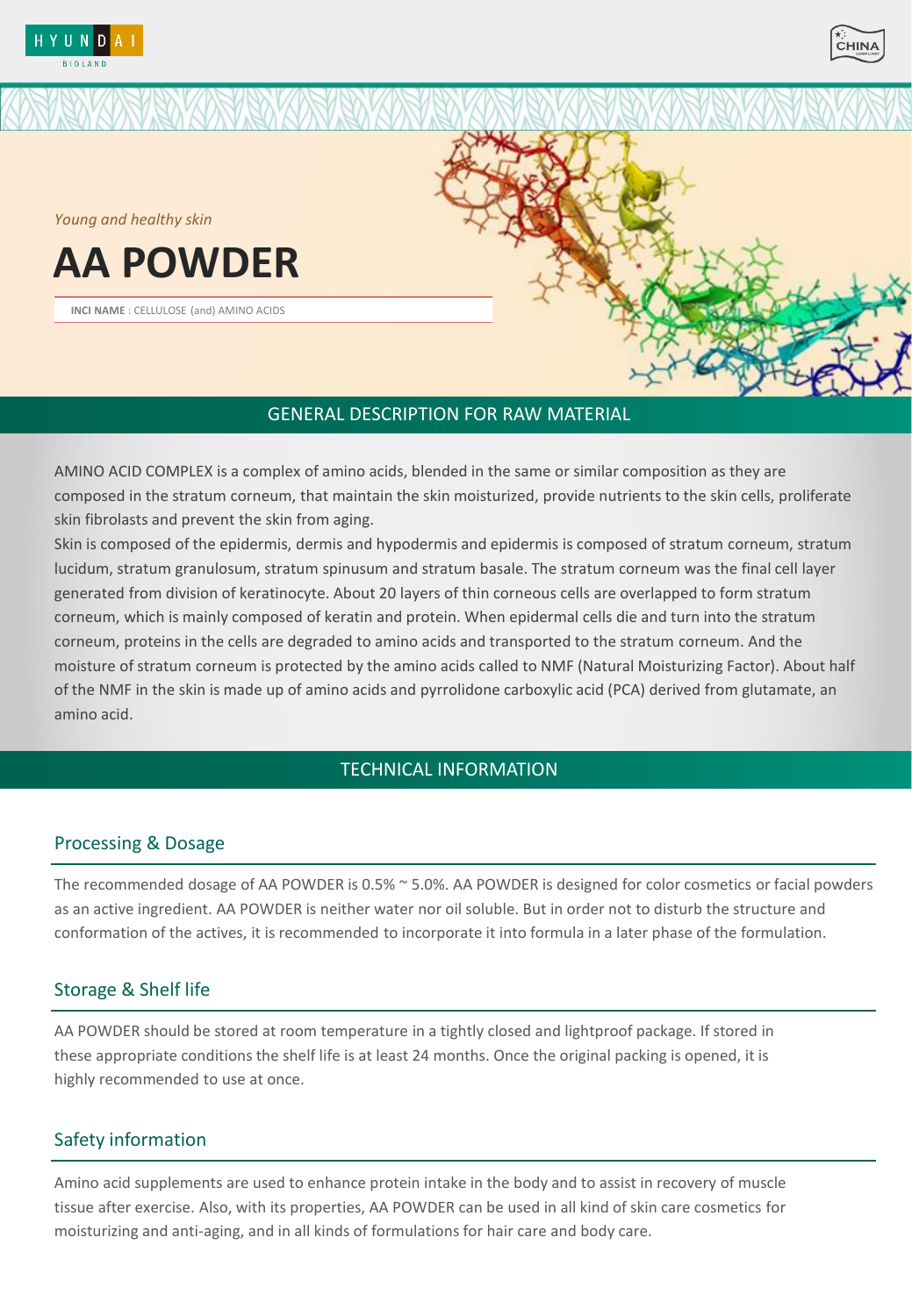*Young and healthy skin*

# AA POWDER

**INCI NAME** : CELLULOSE (and) AMINO ACIDS

## GENERAL DESCRIPTION FOR RAW MATERIAL

AMINO ACID COMPLEX is a complex of amino acids, blended in the same or similar composition as they are composed in the stratum corneum, that maintain the skin moisturized, provide nutrients to the skin cells, proliferate skin fibrolasts and prevent the skin from aging.

Skin is composed of the epidermis, dermis and hypodermis and epidermis is composed of stratum corneum, stratum lucidum, stratum granulosum, stratum spinusum and stratum basale. The stratum corneum was the final cell layer generated from division of keratinocyte. About 20 layers of thin corneous cells are overlapped to form stratum corneum, which is mainly composed of keratin and protein. When epidermal cells die and turn into the stratum corneum, proteins in the cells are degraded to amino acids and transported to the stratum corneum. And the moisture of stratum corneum is protected by the amino acids called to NMF (Natural Moisturizing Factor). About half of the NMF in the skin is made up of amino acids and pyrrolidone carboxylic acid (PCA) derived from glutamate, an amino acid.

## TECHNICAL INFORMATION

### Processing & Dosage

The recommended dosage of AA POWDER is 0.5% ~ 5.0%. AA POWDER is designed for color cosmetics or facial powders as an active ingredient. AA POWDER is neither water nor oil soluble. But in order not to disturb the structure and conformation of the actives, it is recommended to incorporate it into formula in a later phase of the formulation.

### Storage & Shelf life

AA POWDER should be stored at room temperature in a tightly closed and lightproof package. If stored in these appropriate conditions the shelf life is at least 24 months. Once the original packing is opened, it is highly recommended to use at once.

### Safety information

Amino acid supplements are used to enhance protein intake in the body and to assist in recovery of muscle tissue after exercise. Also, with its properties, AA POWDER can be used in all kind of skin care cosmetics for moisturizing and anti-aging, and in all kinds of formulations for hair care and body care.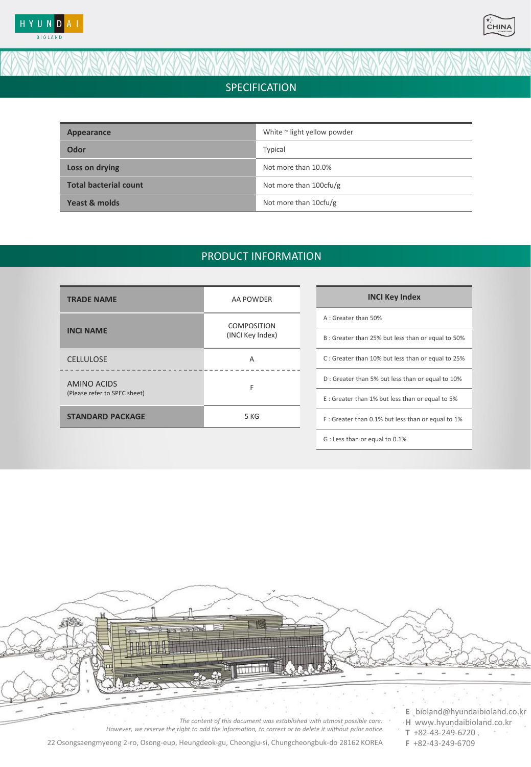## SPECIFICATION

| | |
|---|---|
| **Appearance** | White ~ light yellow powder |
| **Odor** | Typical |
| **Loss on drying** | Not more than 10.0% |
| **Total bacterial count** | Not more than 100cfu/g |
| **Yeast & molds** | Not more than 10cfu/g |

## PRODUCT INFORMATION

| **TRADE NAME** | AA POWDER |
|---|---|
| **INCI NAME** | COMPOSITION (INCI Key Index) |
| CELLULOSE | A |
| AMINO ACIDS (Please refer to SPEC sheet) | F |
| **STANDARD PACKAGE** | 5 KG |

| **INCI Key Index** |
|---|
| A : Greater than 50% |
| B : Greater than 25% but less than or equal to 50% |
| C : Greater than 10% but less than or equal to 25% |
| D : Greater than 5% but less than or equal to 10% |
| E : Greater than 1% but less than or equal to 5% |
| F : Greater than 0.1% but less than or equal to 1% |
| G : Less than or equal to 0.1% |

*The content of this document was established with utmost possible care.*
*However, we reserve the right to add the information, to correct or to delete it without prior notice.*

22 Osongsaengmyeong 2-ro, Osong-eup, Heungdeok-gu, Cheongju-si, Chungcheongbuk-do 28162 KOREA

**E** bioland@hyundaibioland.co.kr
**H** www.hyundaibioland.co.kr
**T** +82-43-249-6720
**F** +82-43-249-6709